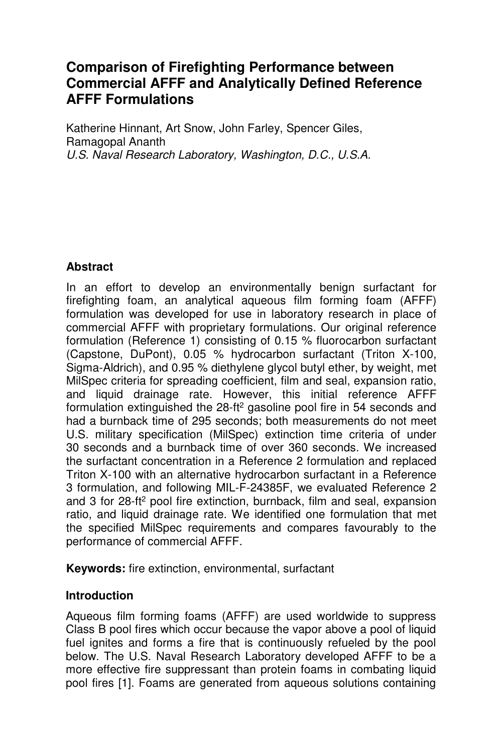# Comparison of Firefighting Performance between Commercial AFFF and Analytically Defined Reference AFFF Formulations

Katherine Hinnant, Art Snow, John Farley, Spencer Giles, Ramagopal Ananth
*U.S. Naval Research Laboratory, Washington, D.C., U.S.A.*

## Abstract

In an effort to develop an environmentally benign surfactant for firefighting foam, an analytical aqueous film forming foam (AFFF) formulation was developed for use in laboratory research in place of commercial AFFF with proprietary formulations. Our original reference formulation (Reference 1) consisting of 0.15 % fluorocarbon surfactant (Capstone, DuPont), 0.05 % hydrocarbon surfactant (Triton X-100, Sigma-Aldrich), and 0.95 % diethylene glycol butyl ether, by weight, met MilSpec criteria for spreading coefficient, film and seal, expansion ratio, and liquid drainage rate. However, this initial reference AFFF formulation extinguished the 28-ft$^2$ gasoline pool fire in 54 seconds and had a burnback time of 295 seconds; both measurements do not meet U.S. military specification (MilSpec) extinction time criteria of under 30 seconds and a burnback time of over 360 seconds. We increased the surfactant concentration in a Reference 2 formulation and replaced Triton X-100 with an alternative hydrocarbon surfactant in a Reference 3 formulation, and following MIL-F-24385F, we evaluated Reference 2 and 3 for 28-ft$^2$ pool fire extinction, burnback, film and seal, expansion ratio, and liquid drainage rate. We identified one formulation that met the specified MilSpec requirements and compares favourably to the performance of commercial AFFF.

**Keywords:** fire extinction, environmental, surfactant

## Introduction

Aqueous film forming foams (AFFF) are used worldwide to suppress Class B pool fires which occur because the vapor above a pool of liquid fuel ignites and forms a fire that is continuously refueled by the pool below. The U.S. Naval Research Laboratory developed AFFF to be a more effective fire suppressant than protein foams in combating liquid pool fires [1]. Foams are generated from aqueous solutions containing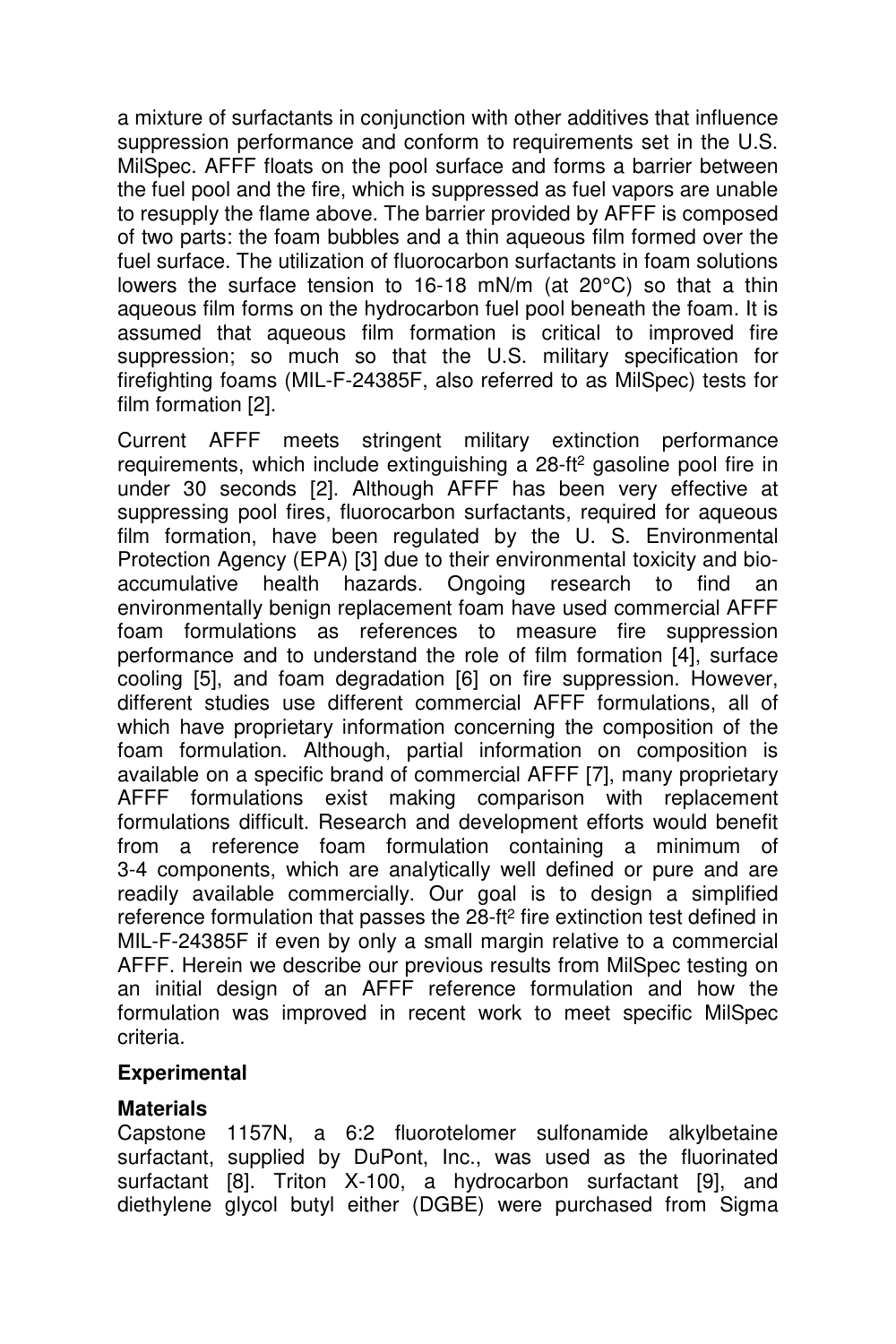a mixture of surfactants in conjunction with other additives that influence suppression performance and conform to requirements set in the U.S. MilSpec. AFFF floats on the pool surface and forms a barrier between the fuel pool and the fire, which is suppressed as fuel vapors are unable to resupply the flame above. The barrier provided by AFFF is composed of two parts: the foam bubbles and a thin aqueous film formed over the fuel surface. The utilization of fluorocarbon surfactants in foam solutions lowers the surface tension to 16-18 mN/m (at 20°C) so that a thin aqueous film forms on the hydrocarbon fuel pool beneath the foam. It is assumed that aqueous film formation is critical to improved fire suppression; so much so that the U.S. military specification for firefighting foams (MIL-F-24385F, also referred to as MilSpec) tests for film formation [2].

Current AFFF meets stringent military extinction performance requirements, which include extinguishing a 28-ft$^2$ gasoline pool fire in under 30 seconds [2]. Although AFFF has been very effective at suppressing pool fires, fluorocarbon surfactants, required for aqueous film formation, have been regulated by the U. S. Environmental Protection Agency (EPA) [3] due to their environmental toxicity and bio-accumulative health hazards. Ongoing research to find an environmentally benign replacement foam have used commercial AFFF foam formulations as references to measure fire suppression performance and to understand the role of film formation [4], surface cooling [5], and foam degradation [6] on fire suppression. However, different studies use different commercial AFFF formulations, all of which have proprietary information concerning the composition of the foam formulation. Although, partial information on composition is available on a specific brand of commercial AFFF [7], many proprietary AFFF formulations exist making comparison with replacement formulations difficult. Research and development efforts would benefit from a reference foam formulation containing a minimum of 3-4 components, which are analytically well defined or pure and are readily available commercially. Our goal is to design a simplified reference formulation that passes the 28-ft$^2$ fire extinction test defined in MIL-F-24385F if even by only a small margin relative to a commercial AFFF. Herein we describe our previous results from MilSpec testing on an initial design of an AFFF reference formulation and how the formulation was improved in recent work to meet specific MilSpec criteria.

## Experimental

### Materials

Capstone 1157N, a 6:2 fluorotelomer sulfonamide alkylbetaine surfactant, supplied by DuPont, Inc., was used as the fluorinated surfactant [8]. Triton X-100, a hydrocarbon surfactant [9], and diethylene glycol butyl either (DGBE) were purchased from Sigma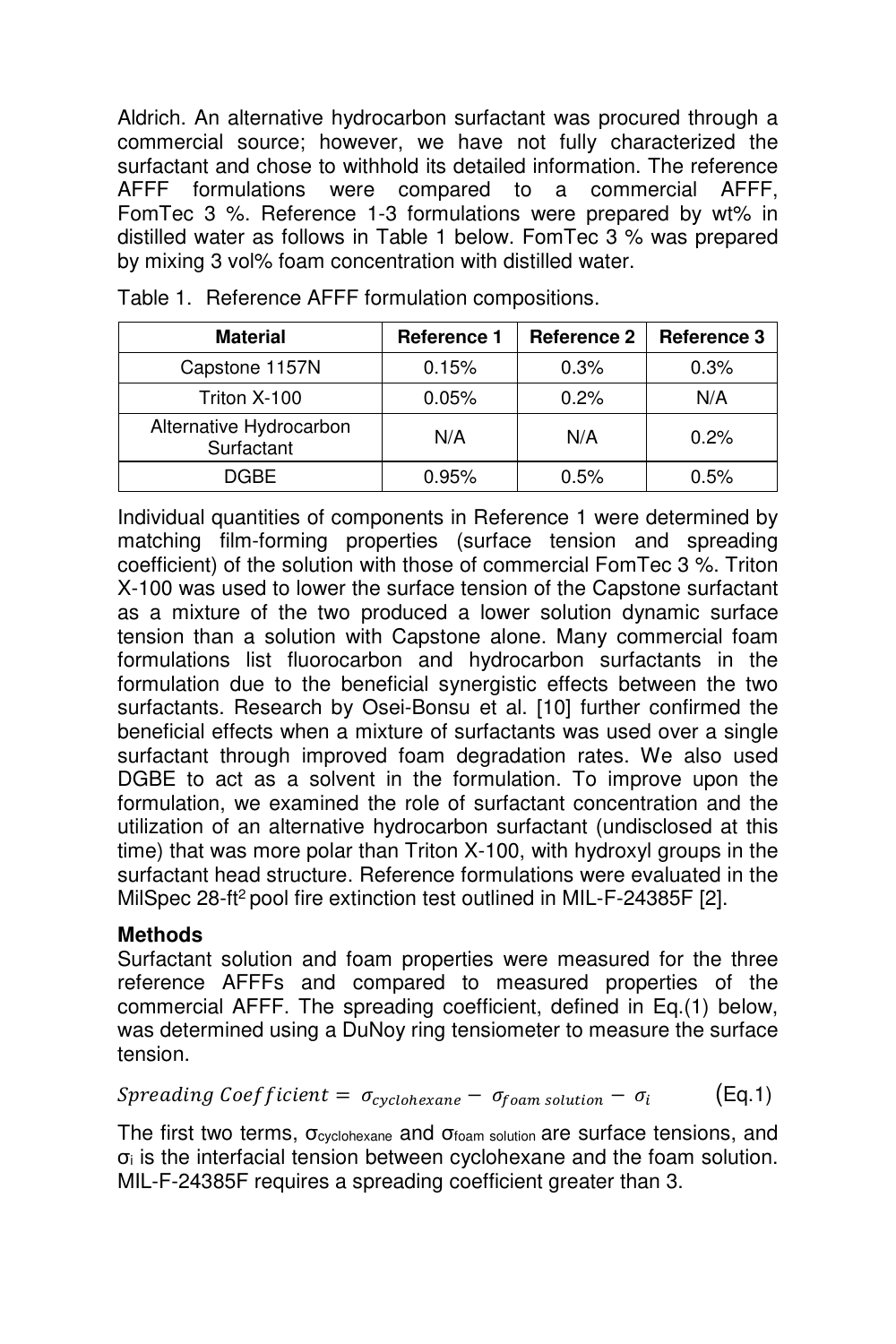Aldrich. An alternative hydrocarbon surfactant was procured through a commercial source; however, we have not fully characterized the surfactant and chose to withhold its detailed information. The reference AFFF formulations were compared to a commercial AFFF, FomTec 3 %. Reference 1-3 formulations were prepared by wt% in distilled water as follows in Table 1 below. FomTec 3 % was prepared by mixing 3 vol% foam concentration with distilled water.

Table 1. Reference AFFF formulation compositions.

| Material | Reference 1 | Reference 2 | Reference 3 |
|---|---|---|---|
| Capstone 1157N | 0.15% | 0.3% | 0.3% |
| Triton X-100 | 0.05% | 0.2% | N/A |
| Alternative Hydrocarbon Surfactant | N/A | N/A | 0.2% |
| DGBE | 0.95% | 0.5% | 0.5% |

Individual quantities of components in Reference 1 were determined by matching film-forming properties (surface tension and spreading coefficient) of the solution with those of commercial FomTec 3 %. Triton X-100 was used to lower the surface tension of the Capstone surfactant as a mixture of the two produced a lower solution dynamic surface tension than a solution with Capstone alone. Many commercial foam formulations list fluorocarbon and hydrocarbon surfactants in the formulation due to the beneficial synergistic effects between the two surfactants. Research by Osei-Bonsu et al. [10] further confirmed the beneficial effects when a mixture of surfactants was used over a single surfactant through improved foam degradation rates. We also used DGBE to act as a solvent in the formulation. To improve upon the formulation, we examined the role of surfactant concentration and the utilization of an alternative hydrocarbon surfactant (undisclosed at this time) that was more polar than Triton X-100, with hydroxyl groups in the surfactant head structure. Reference formulations were evaluated in the MilSpec 28-ft$^2$ pool fire extinction test outlined in MIL-F-24385F [2].

**Methods**

Surfactant solution and foam properties were measured for the three reference AFFFs and compared to measured properties of the commercial AFFF. The spreading coefficient, defined in Eq.(1) below, was determined using a DuNoy ring tensiometer to measure the surface tension.

$$Spreading\ Coefficient = \sigma_{cyclohexane} - \sigma_{foam\ solution} - \sigma_i \qquad \text{(Eq.1)}$$

The first two terms, $\sigma_{cyclohexane}$ and $\sigma_{foam\ solution}$ are surface tensions, and $\sigma_i$ is the interfacial tension between cyclohexane and the foam solution. MIL-F-24385F requires a spreading coefficient greater than 3.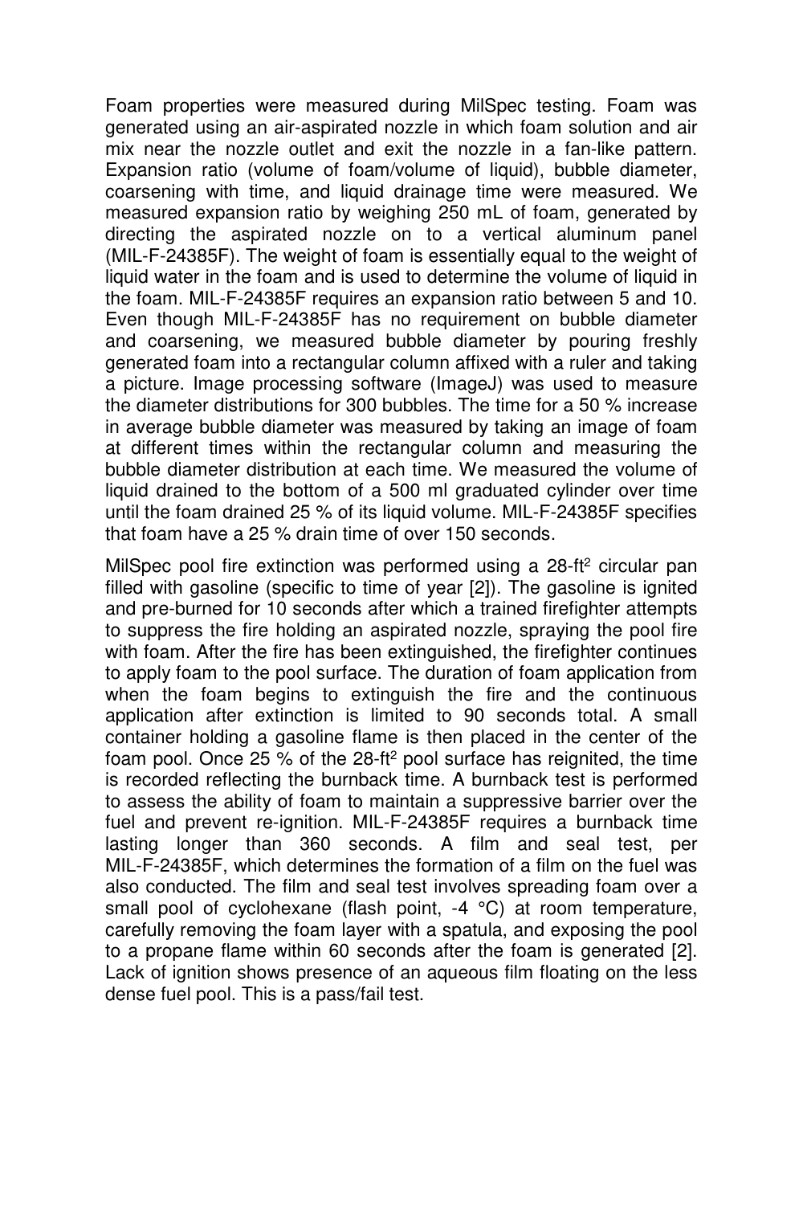Foam properties were measured during MilSpec testing. Foam was generated using an air-aspirated nozzle in which foam solution and air mix near the nozzle outlet and exit the nozzle in a fan-like pattern. Expansion ratio (volume of foam/volume of liquid), bubble diameter, coarsening with time, and liquid drainage time were measured. We measured expansion ratio by weighing 250 mL of foam, generated by directing the aspirated nozzle on to a vertical aluminum panel (MIL-F-24385F). The weight of foam is essentially equal to the weight of liquid water in the foam and is used to determine the volume of liquid in the foam. MIL-F-24385F requires an expansion ratio between 5 and 10. Even though MIL-F-24385F has no requirement on bubble diameter and coarsening, we measured bubble diameter by pouring freshly generated foam into a rectangular column affixed with a ruler and taking a picture. Image processing software (ImageJ) was used to measure the diameter distributions for 300 bubbles. The time for a 50 % increase in average bubble diameter was measured by taking an image of foam at different times within the rectangular column and measuring the bubble diameter distribution at each time. We measured the volume of liquid drained to the bottom of a 500 ml graduated cylinder over time until the foam drained 25 % of its liquid volume. MIL-F-24385F specifies that foam have a 25 % drain time of over 150 seconds.

MilSpec pool fire extinction was performed using a 28-ft$^2$ circular pan filled with gasoline (specific to time of year [2]). The gasoline is ignited and pre-burned for 10 seconds after which a trained firefighter attempts to suppress the fire holding an aspirated nozzle, spraying the pool fire with foam. After the fire has been extinguished, the firefighter continues to apply foam to the pool surface. The duration of foam application from when the foam begins to extinguish the fire and the continuous application after extinction is limited to 90 seconds total. A small container holding a gasoline flame is then placed in the center of the foam pool. Once 25 % of the 28-ft$^2$ pool surface has reignited, the time is recorded reflecting the burnback time. A burnback test is performed to assess the ability of foam to maintain a suppressive barrier over the fuel and prevent re-ignition. MIL-F-24385F requires a burnback time lasting longer than 360 seconds. A film and seal test, per MIL-F-24385F, which determines the formation of a film on the fuel was also conducted. The film and seal test involves spreading foam over a small pool of cyclohexane (flash point, -4 °C) at room temperature, carefully removing the foam layer with a spatula, and exposing the pool to a propane flame within 60 seconds after the foam is generated [2]. Lack of ignition shows presence of an aqueous film floating on the less dense fuel pool. This is a pass/fail test.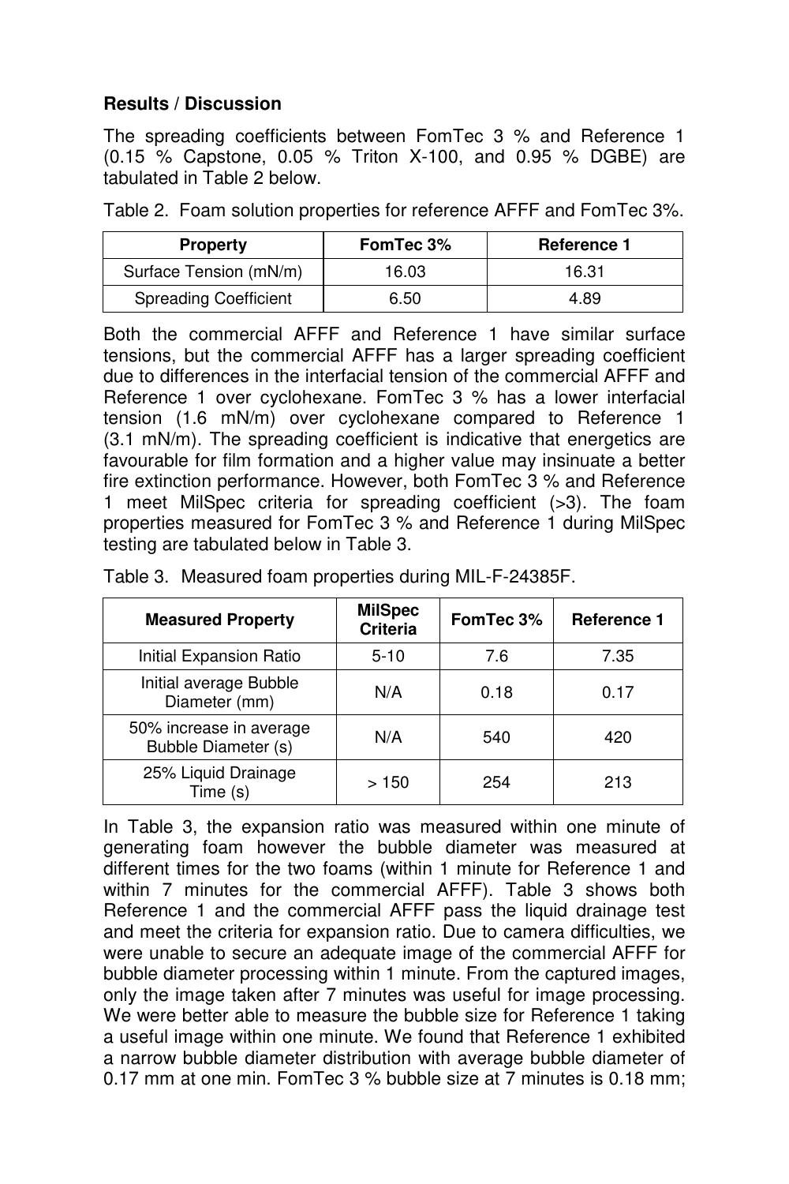**Results / Discussion**

The spreading coefficients between FomTec 3 % and Reference 1 (0.15 % Capstone, 0.05 % Triton X-100, and 0.95 % DGBE) are tabulated in Table 2 below.

Table 2. Foam solution properties for reference AFFF and FomTec 3%.

| Property | FomTec 3% | Reference 1 |
|---|---|---|
| Surface Tension (mN/m) | 16.03 | 16.31 |
| Spreading Coefficient | 6.50 | 4.89 |

Both the commercial AFFF and Reference 1 have similar surface tensions, but the commercial AFFF has a larger spreading coefficient due to differences in the interfacial tension of the commercial AFFF and Reference 1 over cyclohexane. FomTec 3 % has a lower interfacial tension (1.6 mN/m) over cyclohexane compared to Reference 1 (3.1 mN/m). The spreading coefficient is indicative that energetics are favourable for film formation and a higher value may insinuate a better fire extinction performance. However, both FomTec 3 % and Reference 1 meet MilSpec criteria for spreading coefficient (>3). The foam properties measured for FomTec 3 % and Reference 1 during MilSpec testing are tabulated below in Table 3.

Table 3. Measured foam properties during MIL-F-24385F.

| Measured Property | MilSpec Criteria | FomTec 3% | Reference 1 |
|---|---|---|---|
| Initial Expansion Ratio | 5-10 | 7.6 | 7.35 |
| Initial average Bubble Diameter (mm) | N/A | 0.18 | 0.17 |
| 50% increase in average Bubble Diameter (s) | N/A | 540 | 420 |
| 25% Liquid Drainage Time (s) | > 150 | 254 | 213 |

In Table 3, the expansion ratio was measured within one minute of generating foam however the bubble diameter was measured at different times for the two foams (within 1 minute for Reference 1 and within 7 minutes for the commercial AFFF). Table 3 shows both Reference 1 and the commercial AFFF pass the liquid drainage test and meet the criteria for expansion ratio. Due to camera difficulties, we were unable to secure an adequate image of the commercial AFFF for bubble diameter processing within 1 minute. From the captured images, only the image taken after 7 minutes was useful for image processing. We were better able to measure the bubble size for Reference 1 taking a useful image within one minute. We found that Reference 1 exhibited a narrow bubble diameter distribution with average bubble diameter of 0.17 mm at one min. FomTec 3 % bubble size at 7 minutes is 0.18 mm;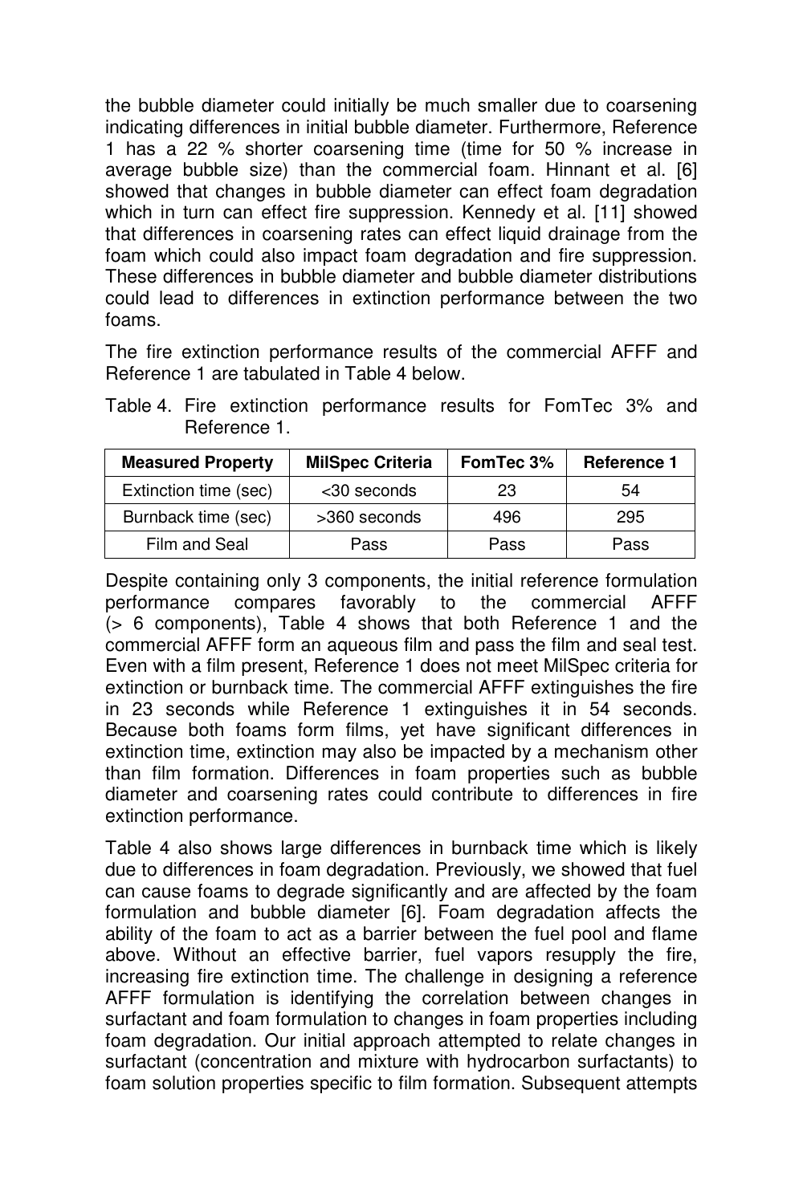the bubble diameter could initially be much smaller due to coarsening indicating differences in initial bubble diameter. Furthermore, Reference 1 has a 22 % shorter coarsening time (time for 50 % increase in average bubble size) than the commercial foam. Hinnant et al. [6] showed that changes in bubble diameter can effect foam degradation which in turn can effect fire suppression. Kennedy et al. [11] showed that differences in coarsening rates can effect liquid drainage from the foam which could also impact foam degradation and fire suppression. These differences in bubble diameter and bubble diameter distributions could lead to differences in extinction performance between the two foams.

The fire extinction performance results of the commercial AFFF and Reference 1 are tabulated in Table 4 below.

Table 4. Fire extinction performance results for FomTec 3% and Reference 1.

| Measured Property | MilSpec Criteria | FomTec 3% | Reference 1 |
|---|---|---|---|
| Extinction time (sec) | <30 seconds | 23 | 54 |
| Burnback time (sec) | >360 seconds | 496 | 295 |
| Film and Seal | Pass | Pass | Pass |

Despite containing only 3 components, the initial reference formulation performance compares favorably to the commercial AFFF (> 6 components), Table 4 shows that both Reference 1 and the commercial AFFF form an aqueous film and pass the film and seal test. Even with a film present, Reference 1 does not meet MilSpec criteria for extinction or burnback time. The commercial AFFF extinguishes the fire in 23 seconds while Reference 1 extinguishes it in 54 seconds. Because both foams form films, yet have significant differences in extinction time, extinction may also be impacted by a mechanism other than film formation. Differences in foam properties such as bubble diameter and coarsening rates could contribute to differences in fire extinction performance.

Table 4 also shows large differences in burnback time which is likely due to differences in foam degradation. Previously, we showed that fuel can cause foams to degrade significantly and are affected by the foam formulation and bubble diameter [6]. Foam degradation affects the ability of the foam to act as a barrier between the fuel pool and flame above. Without an effective barrier, fuel vapors resupply the fire, increasing fire extinction time. The challenge in designing a reference AFFF formulation is identifying the correlation between changes in surfactant and foam formulation to changes in foam properties including foam degradation. Our initial approach attempted to relate changes in surfactant (concentration and mixture with hydrocarbon surfactants) to foam solution properties specific to film formation. Subsequent attempts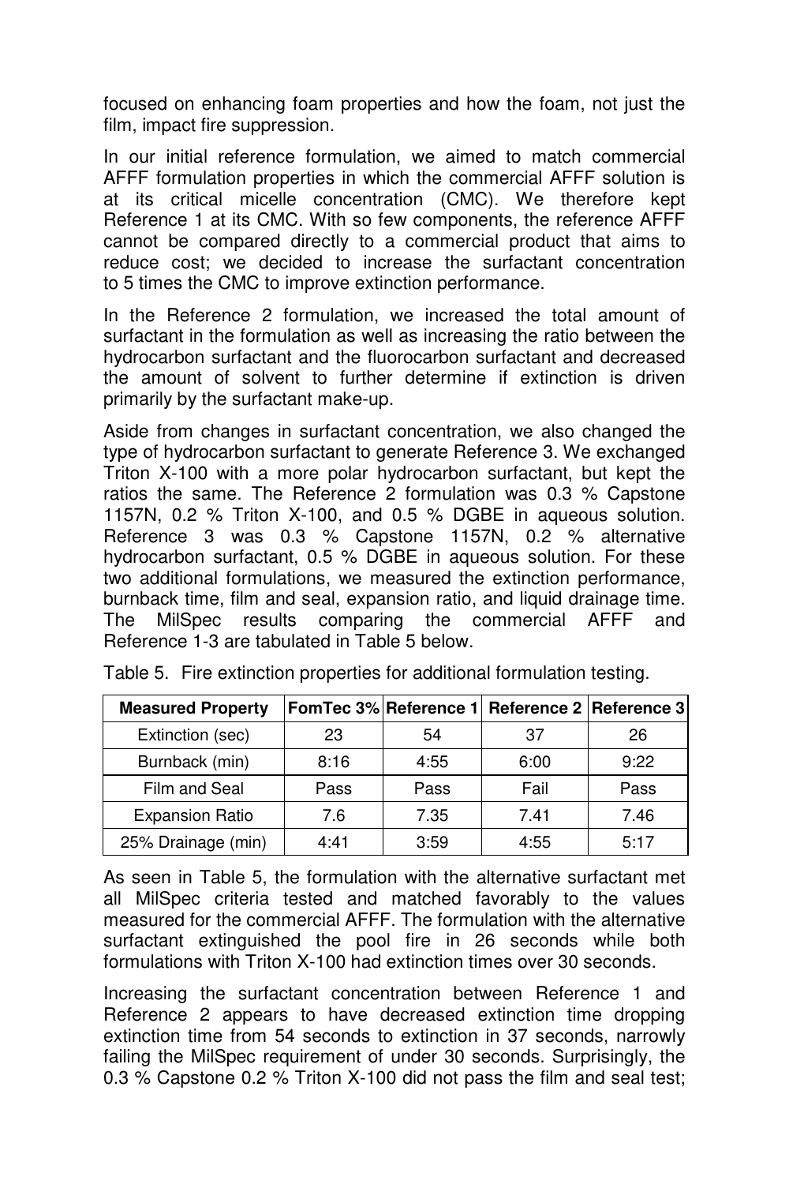focused on enhancing foam properties and how the foam, not just the film, impact fire suppression.

In our initial reference formulation, we aimed to match commercial AFFF formulation properties in which the commercial AFFF solution is at its critical micelle concentration (CMC). We therefore kept Reference 1 at its CMC. With so few components, the reference AFFF cannot be compared directly to a commercial product that aims to reduce cost; we decided to increase the surfactant concentration to 5 times the CMC to improve extinction performance.

In the Reference 2 formulation, we increased the total amount of surfactant in the formulation as well as increasing the ratio between the hydrocarbon surfactant and the fluorocarbon surfactant and decreased the amount of solvent to further determine if extinction is driven primarily by the surfactant make-up.

Aside from changes in surfactant concentration, we also changed the type of hydrocarbon surfactant to generate Reference 3. We exchanged Triton X-100 with a more polar hydrocarbon surfactant, but kept the ratios the same. The Reference 2 formulation was 0.3 % Capstone 1157N, 0.2 % Triton X-100, and 0.5 % DGBE in aqueous solution. Reference 3 was 0.3 % Capstone 1157N, 0.2 % alternative hydrocarbon surfactant, 0.5 % DGBE in aqueous solution. For these two additional formulations, we measured the extinction performance, burnback time, film and seal, expansion ratio, and liquid drainage time. The MilSpec results comparing the commercial AFFF and Reference 1-3 are tabulated in Table 5 below.

Table 5. Fire extinction properties for additional formulation testing.

| Measured Property | FomTec 3% | Reference 1 | Reference 2 | Reference 3 |
|---|---|---|---|---|
| Extinction (sec) | 23 | 54 | 37 | 26 |
| Burnback (min) | 8:16 | 4:55 | 6:00 | 9:22 |
| Film and Seal | Pass | Pass | Fail | Pass |
| Expansion Ratio | 7.6 | 7.35 | 7.41 | 7.46 |
| 25% Drainage (min) | 4:41 | 3:59 | 4:55 | 5:17 |

As seen in Table 5, the formulation with the alternative surfactant met all MilSpec criteria tested and matched favorably to the values measured for the commercial AFFF. The formulation with the alternative surfactant extinguished the pool fire in 26 seconds while both formulations with Triton X-100 had extinction times over 30 seconds.

Increasing the surfactant concentration between Reference 1 and Reference 2 appears to have decreased extinction time dropping extinction time from 54 seconds to extinction in 37 seconds, narrowly failing the MilSpec requirement of under 30 seconds. Surprisingly, the 0.3 % Capstone 0.2 % Triton X-100 did not pass the film and seal test;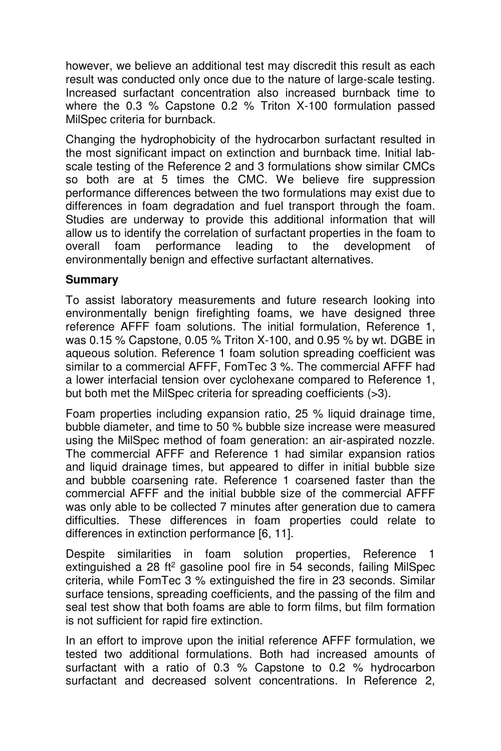however, we believe an additional test may discredit this result as each result was conducted only once due to the nature of large-scale testing. Increased surfactant concentration also increased burnback time to where the 0.3 % Capstone 0.2 % Triton X-100 formulation passed MilSpec criteria for burnback.

Changing the hydrophobicity of the hydrocarbon surfactant resulted in the most significant impact on extinction and burnback time. Initial lab-scale testing of the Reference 2 and 3 formulations show similar CMCs so both are at 5 times the CMC. We believe fire suppression performance differences between the two formulations may exist due to differences in foam degradation and fuel transport through the foam. Studies are underway to provide this additional information that will allow us to identify the correlation of surfactant properties in the foam to overall foam performance leading to the development of environmentally benign and effective surfactant alternatives.

### Summary

To assist laboratory measurements and future research looking into environmentally benign firefighting foams, we have designed three reference AFFF foam solutions. The initial formulation, Reference 1, was 0.15 % Capstone, 0.05 % Triton X-100, and 0.95 % by wt. DGBE in aqueous solution. Reference 1 foam solution spreading coefficient was similar to a commercial AFFF, FomTec 3 %. The commercial AFFF had a lower interfacial tension over cyclohexane compared to Reference 1, but both met the MilSpec criteria for spreading coefficients (>3).

Foam properties including expansion ratio, 25 % liquid drainage time, bubble diameter, and time to 50 % bubble size increase were measured using the MilSpec method of foam generation: an air-aspirated nozzle. The commercial AFFF and Reference 1 had similar expansion ratios and liquid drainage times, but appeared to differ in initial bubble size and bubble coarsening rate. Reference 1 coarsened faster than the commercial AFFF and the initial bubble size of the commercial AFFF was only able to be collected 7 minutes after generation due to camera difficulties. These differences in foam properties could relate to differences in extinction performance [6, 11].

Despite similarities in foam solution properties, Reference 1 extinguished a 28 $ft^2$ gasoline pool fire in 54 seconds, failing MilSpec criteria, while FomTec 3 % extinguished the fire in 23 seconds. Similar surface tensions, spreading coefficients, and the passing of the film and seal test show that both foams are able to form films, but film formation is not sufficient for rapid fire extinction.

In an effort to improve upon the initial reference AFFF formulation, we tested two additional formulations. Both had increased amounts of surfactant with a ratio of 0.3 % Capstone to 0.2 % hydrocarbon surfactant and decreased solvent concentrations. In Reference 2,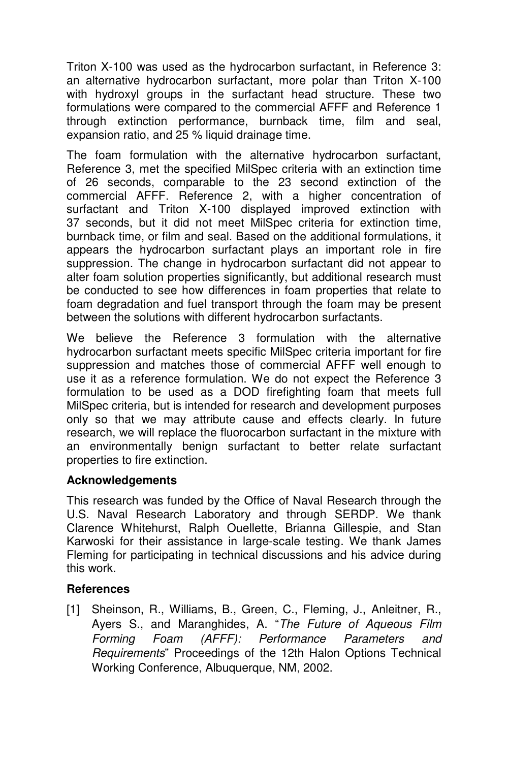Triton X-100 was used as the hydrocarbon surfactant, in Reference 3: an alternative hydrocarbon surfactant, more polar than Triton X-100 with hydroxyl groups in the surfactant head structure. These two formulations were compared to the commercial AFFF and Reference 1 through extinction performance, burnback time, film and seal, expansion ratio, and 25 % liquid drainage time.

The foam formulation with the alternative hydrocarbon surfactant, Reference 3, met the specified MilSpec criteria with an extinction time of 26 seconds, comparable to the 23 second extinction of the commercial AFFF. Reference 2, with a higher concentration of surfactant and Triton X-100 displayed improved extinction with 37 seconds, but it did not meet MilSpec criteria for extinction time, burnback time, or film and seal. Based on the additional formulations, it appears the hydrocarbon surfactant plays an important role in fire suppression. The change in hydrocarbon surfactant did not appear to alter foam solution properties significantly, but additional research must be conducted to see how differences in foam properties that relate to foam degradation and fuel transport through the foam may be present between the solutions with different hydrocarbon surfactants.

We believe the Reference 3 formulation with the alternative hydrocarbon surfactant meets specific MilSpec criteria important for fire suppression and matches those of commercial AFFF well enough to use it as a reference formulation. We do not expect the Reference 3 formulation to be used as a DOD firefighting foam that meets full MilSpec criteria, but is intended for research and development purposes only so that we may attribute cause and effects clearly. In future research, we will replace the fluorocarbon surfactant in the mixture with an environmentally benign surfactant to better relate surfactant properties to fire extinction.

**Acknowledgements**

This research was funded by the Office of Naval Research through the U.S. Naval Research Laboratory and through SERDP. We thank Clarence Whitehurst, Ralph Ouellette, Brianna Gillespie, and Stan Karwoski for their assistance in large-scale testing. We thank James Fleming for participating in technical discussions and his advice during this work.

**References**

[1] Sheinson, R., Williams, B., Green, C., Fleming, J., Anleitner, R., Ayers S., and Maranghides, A. "*The Future of Aqueous Film Forming Foam (AFFF): Performance Parameters and Requirements*" Proceedings of the 12th Halon Options Technical Working Conference, Albuquerque, NM, 2002.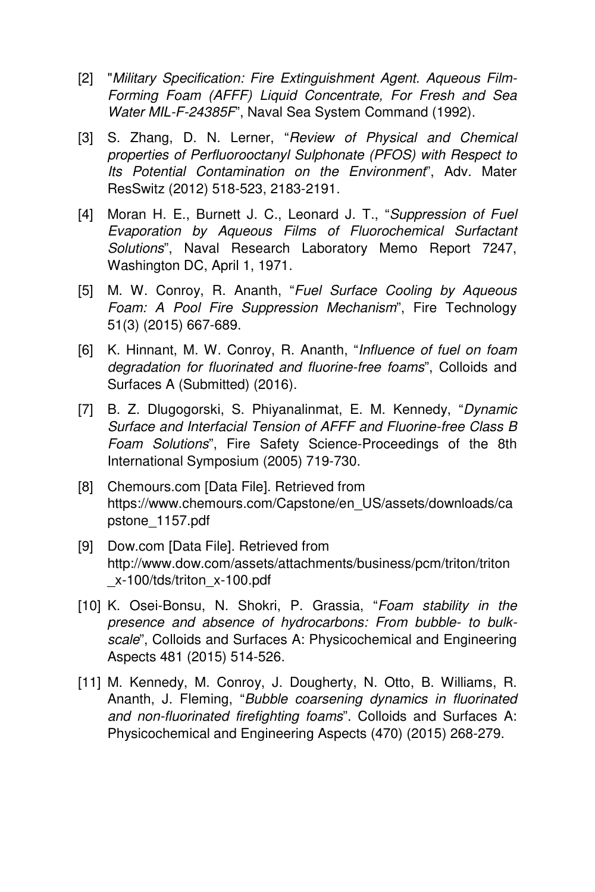[2] "*Military Specification: Fire Extinguishment Agent. Aqueous Film-Forming Foam (AFFF) Liquid Concentrate, For Fresh and Sea Water MIL-F-24385F*", Naval Sea System Command (1992).

[3] S. Zhang, D. N. Lerner, "*Review of Physical and Chemical properties of Perfluorooctanyl Sulphonate (PFOS) with Respect to Its Potential Contamination on the Environment*", Adv. Mater ResSwitz (2012) 518-523, 2183-2191.

[4] Moran H. E., Burnett J. C., Leonard J. T., "*Suppression of Fuel Evaporation by Aqueous Films of Fluorochemical Surfactant Solutions*", Naval Research Laboratory Memo Report 7247, Washington DC, April 1, 1971.

[5] M. W. Conroy, R. Ananth, "*Fuel Surface Cooling by Aqueous Foam: A Pool Fire Suppression Mechanism*", Fire Technology 51(3) (2015) 667-689.

[6] K. Hinnant, M. W. Conroy, R. Ananth, "*Influence of fuel on foam degradation for fluorinated and fluorine-free foams*", Colloids and Surfaces A (Submitted) (2016).

[7] B. Z. Dlugogorski, S. Phiyanalinmat, E. M. Kennedy, "*Dynamic Surface and Interfacial Tension of AFFF and Fluorine-free Class B Foam Solutions*", Fire Safety Science-Proceedings of the 8th International Symposium (2005) 719-730.

[8] Chemours.com [Data File]. Retrieved from https://www.chemours.com/Capstone/en_US/assets/downloads/capstone_1157.pdf

[9] Dow.com [Data File]. Retrieved from http://www.dow.com/assets/attachments/business/pcm/triton/triton_x-100/tds/triton_x-100.pdf

[10] K. Osei-Bonsu, N. Shokri, P. Grassia, "*Foam stability in the presence and absence of hydrocarbons: From bubble- to bulk-scale*", Colloids and Surfaces A: Physicochemical and Engineering Aspects 481 (2015) 514-526.

[11] M. Kennedy, M. Conroy, J. Dougherty, N. Otto, B. Williams, R. Ananth, J. Fleming, "*Bubble coarsening dynamics in fluorinated and non-fluorinated firefighting foams*". Colloids and Surfaces A: Physicochemical and Engineering Aspects (470) (2015) 268-279.